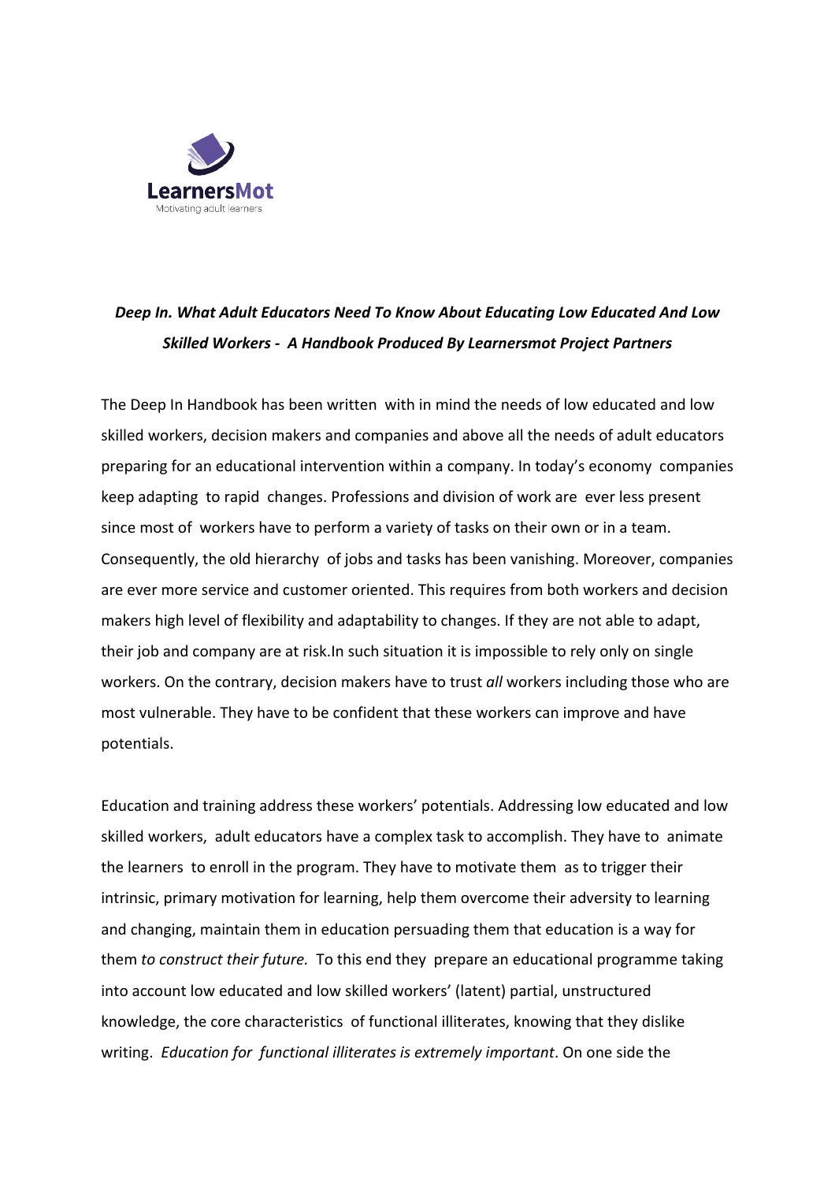LearnersMot

Motivating adult learners

***Deep In. What Adult Educators Need To Know About Educating Low Educated And Low Skilled Workers - A Handbook Produced By Learnersmot Project Partners***

The Deep In Handbook has been written with in mind the needs of low educated and low skilled workers, decision makers and companies and above all the needs of adult educators preparing for an educational intervention within a company. In today's economy companies keep adapting to rapid changes. Professions and division of work are ever less present since most of workers have to perform a variety of tasks on their own or in a team. Consequently, the old hierarchy of jobs and tasks has been vanishing. Moreover, companies are ever more service and customer oriented. This requires from both workers and decision makers high level of flexibility and adaptability to changes. If they are not able to adapt, their job and company are at risk.In such situation it is impossible to rely only on single workers. On the contrary, decision makers have to trust *all* workers including those who are most vulnerable. They have to be confident that these workers can improve and have potentials.

Education and training address these workers' potentials. Addressing low educated and low skilled workers, adult educators have a complex task to accomplish. They have to animate the learners to enroll in the program. They have to motivate them as to trigger their intrinsic, primary motivation for learning, help them overcome their adversity to learning and changing, maintain them in education persuading them that education is a way for them *to construct their future.* To this end they prepare an educational programme taking into account low educated and low skilled workers' (latent) partial, unstructured knowledge, the core characteristics of functional illiterates, knowing that they dislike writing. *Education for functional illiterates is extremely important*. On one side the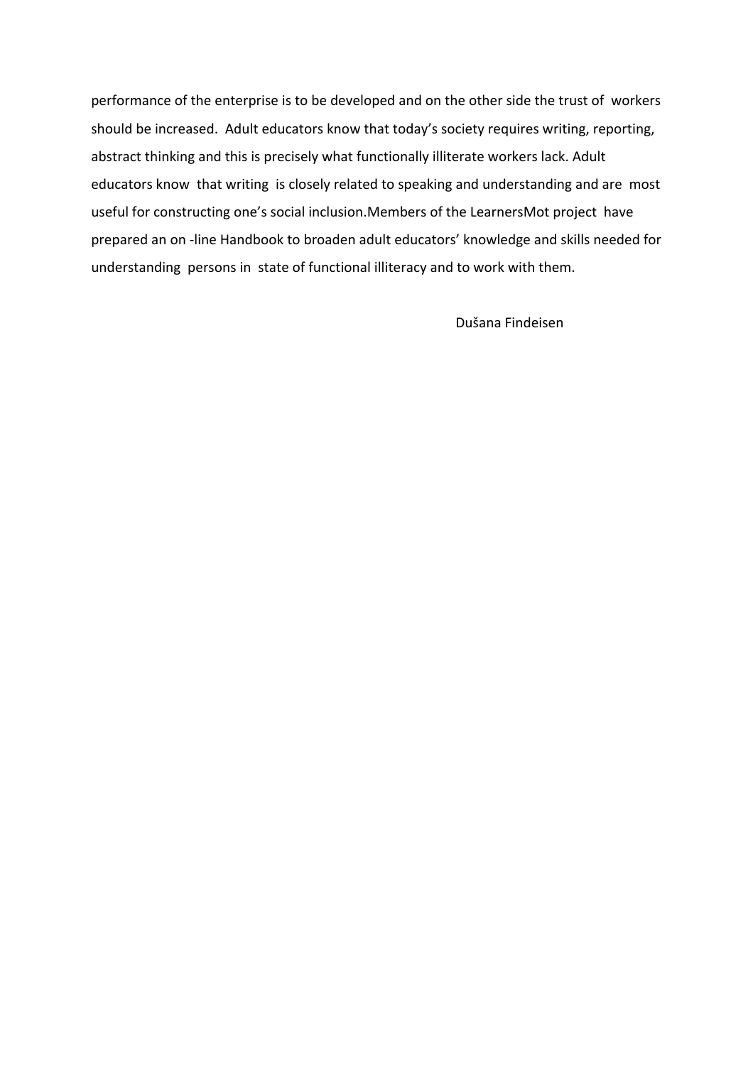performance of the enterprise is to be developed and on the other side the trust of workers should be increased. Adult educators know that today's society requires writing, reporting, abstract thinking and this is precisely what functionally illiterate workers lack. Adult educators know that writing is closely related to speaking and understanding and are most useful for constructing one's social inclusion.Members of the LearnersMot project have prepared an on -line Handbook to broaden adult educators' knowledge and skills needed for understanding persons in state of functional illiteracy and to work with them.

Dušana Findeisen